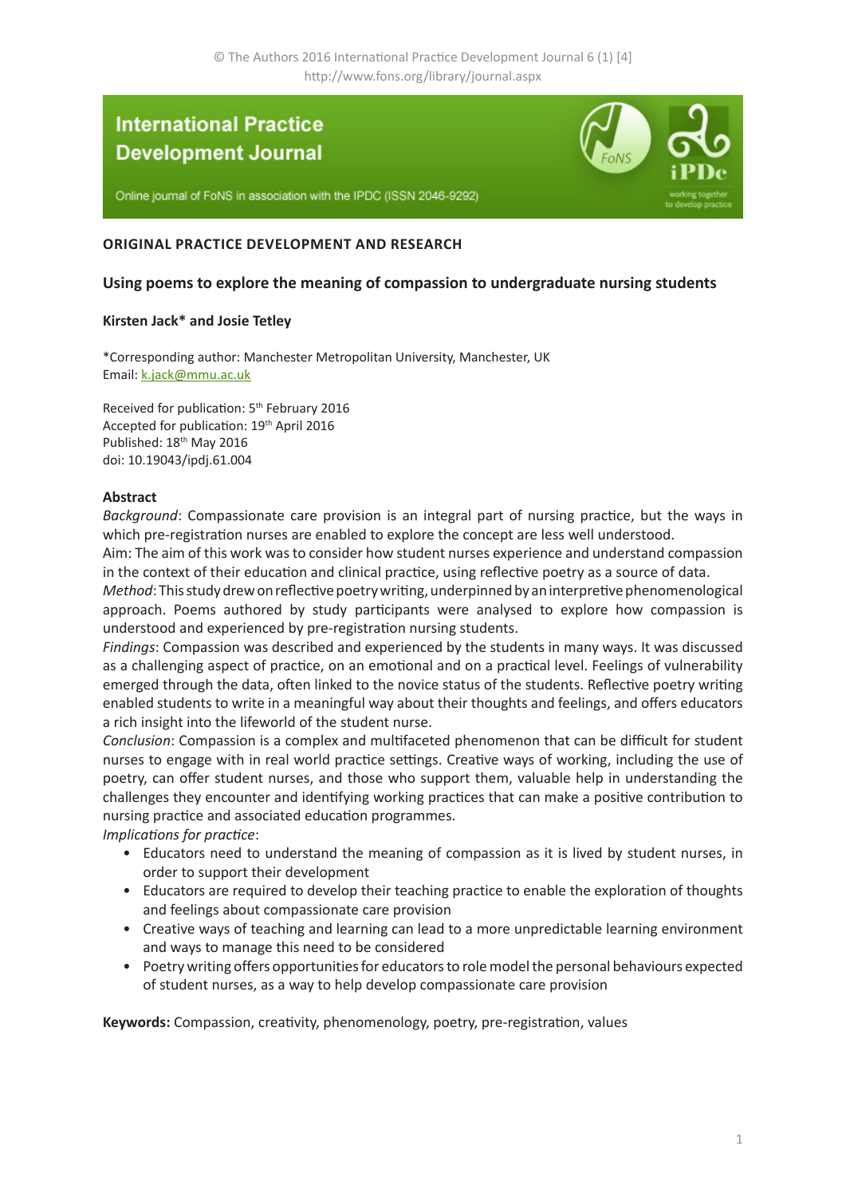© The Authors 2016 International Practice Development Journal 6 (1) [4]
http://www.fons.org/library/journal.aspx

**International Practice Development Journal**

Online journal of FoNS in association with the IPDC (ISSN 2046-9292)

**ORIGINAL PRACTICE DEVELOPMENT AND RESEARCH**

# Using poems to explore the meaning of compassion to undergraduate nursing students

**Kirsten Jack\* and Josie Tetley**

\*Corresponding author: Manchester Metropolitan University, Manchester, UK
Email: k.jack@mmu.ac.uk

Received for publication: 5th February 2016
Accepted for publication: 19th April 2016
Published: 18th May 2016
doi: 10.19043/ipdj.61.004

## Abstract

*Background*: Compassionate care provision is an integral part of nursing practice, but the ways in which pre-registration nurses are enabled to explore the concept are less well understood.

Aim: The aim of this work was to consider how student nurses experience and understand compassion in the context of their education and clinical practice, using reflective poetry as a source of data.

*Method*: This study drew on reflective poetry writing, underpinned by an interpretive phenomenological approach. Poems authored by study participants were analysed to explore how compassion is understood and experienced by pre-registration nursing students.

*Findings*: Compassion was described and experienced by the students in many ways. It was discussed as a challenging aspect of practice, on an emotional and on a practical level. Feelings of vulnerability emerged through the data, often linked to the novice status of the students. Reflective poetry writing enabled students to write in a meaningful way about their thoughts and feelings, and offers educators a rich insight into the lifeworld of the student nurse.

*Conclusion*: Compassion is a complex and multifaceted phenomenon that can be difficult for student nurses to engage with in real world practice settings. Creative ways of working, including the use of poetry, can offer student nurses, and those who support them, valuable help in understanding the challenges they encounter and identifying working practices that can make a positive contribution to nursing practice and associated education programmes.

*Implications for practice*:

- Educators need to understand the meaning of compassion as it is lived by student nurses, in order to support their development
- Educators are required to develop their teaching practice to enable the exploration of thoughts and feelings about compassionate care provision
- Creative ways of teaching and learning can lead to a more unpredictable learning environment and ways to manage this need to be considered
- Poetry writing offers opportunities for educators to role model the personal behaviours expected of student nurses, as a way to help develop compassionate care provision

**Keywords:** Compassion, creativity, phenomenology, poetry, pre-registration, values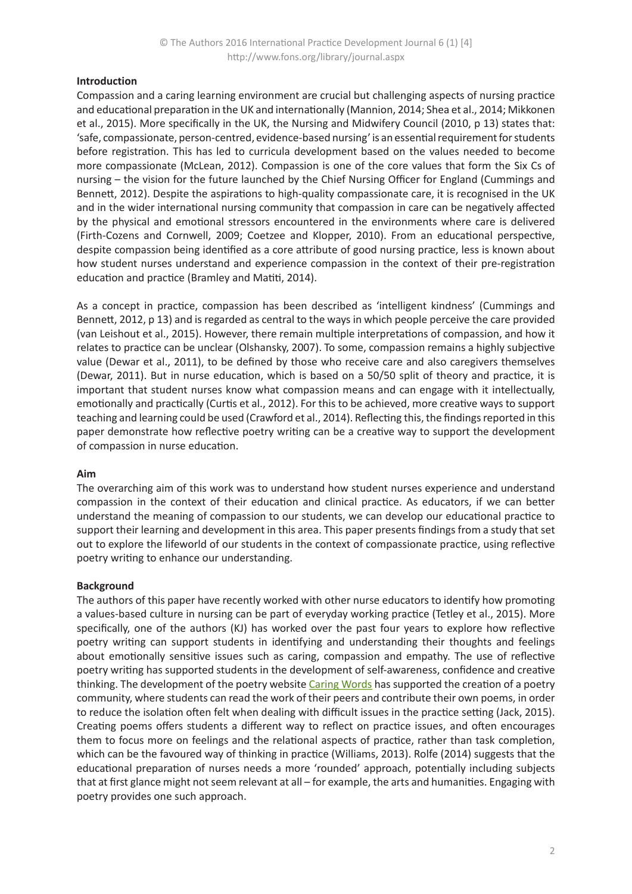## Introduction

Compassion and a caring learning environment are crucial but challenging aspects of nursing practice and educational preparation in the UK and internationally (Mannion, 2014; Shea et al., 2014; Mikkonen et al., 2015). More specifically in the UK, the Nursing and Midwifery Council (2010, p 13) states that: 'safe, compassionate, person-centred, evidence-based nursing' is an essential requirement for students before registration. This has led to curricula development based on the values needed to become more compassionate (McLean, 2012). Compassion is one of the core values that form the Six Cs of nursing – the vision for the future launched by the Chief Nursing Officer for England (Cummings and Bennett, 2012). Despite the aspirations to high-quality compassionate care, it is recognised in the UK and in the wider international nursing community that compassion in care can be negatively affected by the physical and emotional stressors encountered in the environments where care is delivered (Firth-Cozens and Cornwell, 2009; Coetzee and Klopper, 2010). From an educational perspective, despite compassion being identified as a core attribute of good nursing practice, less is known about how student nurses understand and experience compassion in the context of their pre-registration education and practice (Bramley and Matiti, 2014).

As a concept in practice, compassion has been described as 'intelligent kindness' (Cummings and Bennett, 2012, p 13) and is regarded as central to the ways in which people perceive the care provided (van Leishout et al., 2015). However, there remain multiple interpretations of compassion, and how it relates to practice can be unclear (Olshansky, 2007). To some, compassion remains a highly subjective value (Dewar et al., 2011), to be defined by those who receive care and also caregivers themselves (Dewar, 2011). But in nurse education, which is based on a 50/50 split of theory and practice, it is important that student nurses know what compassion means and can engage with it intellectually, emotionally and practically (Curtis et al., 2012). For this to be achieved, more creative ways to support teaching and learning could be used (Crawford et al., 2014). Reflecting this, the findings reported in this paper demonstrate how reflective poetry writing can be a creative way to support the development of compassion in nurse education.

## Aim

The overarching aim of this work was to understand how student nurses experience and understand compassion in the context of their education and clinical practice. As educators, if we can better understand the meaning of compassion to our students, we can develop our educational practice to support their learning and development in this area. This paper presents findings from a study that set out to explore the lifeworld of our students in the context of compassionate practice, using reflective poetry writing to enhance our understanding.

## Background

The authors of this paper have recently worked with other nurse educators to identify how promoting a values-based culture in nursing can be part of everyday working practice (Tetley et al., 2015). More specifically, one of the authors (KJ) has worked over the past four years to explore how reflective poetry writing can support students in identifying and understanding their thoughts and feelings about emotionally sensitive issues such as caring, compassion and empathy. The use of reflective poetry writing has supported students in the development of self-awareness, confidence and creative thinking. The development of the poetry website Caring Words has supported the creation of a poetry community, where students can read the work of their peers and contribute their own poems, in order to reduce the isolation often felt when dealing with difficult issues in the practice setting (Jack, 2015). Creating poems offers students a different way to reflect on practice issues, and often encourages them to focus more on feelings and the relational aspects of practice, rather than task completion, which can be the favoured way of thinking in practice (Williams, 2013). Rolfe (2014) suggests that the educational preparation of nurses needs a more 'rounded' approach, potentially including subjects that at first glance might not seem relevant at all – for example, the arts and humanities. Engaging with poetry provides one such approach.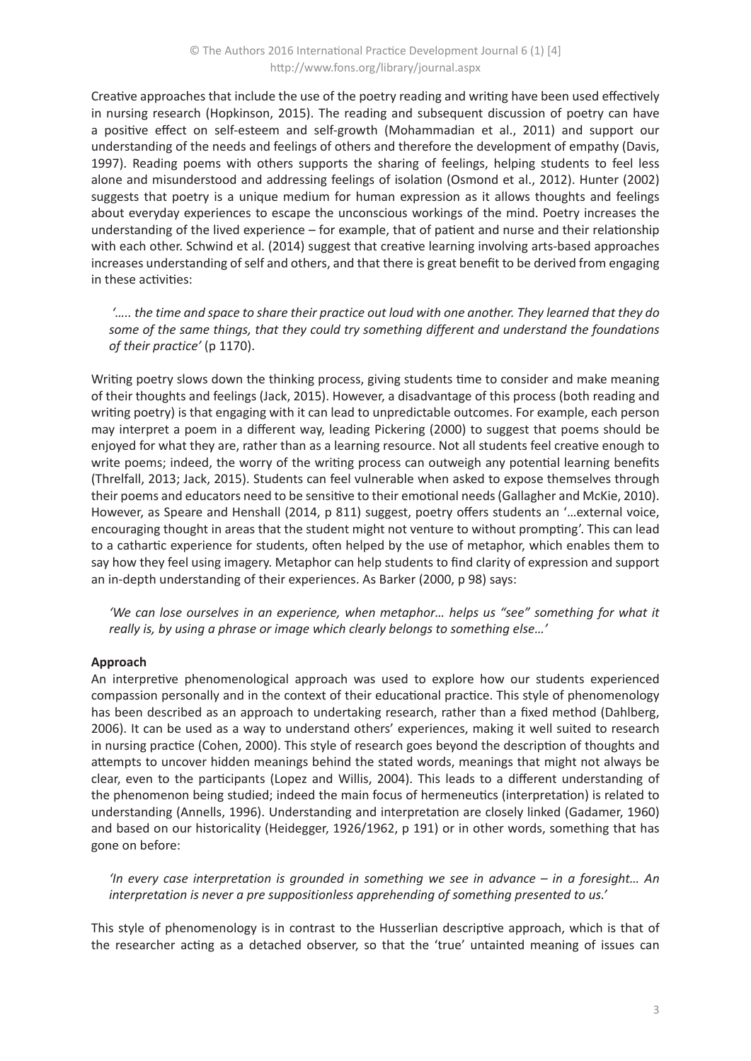Creative approaches that include the use of the poetry reading and writing have been used effectively in nursing research (Hopkinson, 2015). The reading and subsequent discussion of poetry can have a positive effect on self-esteem and self-growth (Mohammadian et al., 2011) and support our understanding of the needs and feelings of others and therefore the development of empathy (Davis, 1997). Reading poems with others supports the sharing of feelings, helping students to feel less alone and misunderstood and addressing feelings of isolation (Osmond et al., 2012). Hunter (2002) suggests that poetry is a unique medium for human expression as it allows thoughts and feelings about everyday experiences to escape the unconscious workings of the mind. Poetry increases the understanding of the lived experience – for example, that of patient and nurse and their relationship with each other. Schwind et al. (2014) suggest that creative learning involving arts-based approaches increases understanding of self and others, and that there is great benefit to be derived from engaging in these activities:

> *'….. the time and space to share their practice out loud with one another. They learned that they do some of the same things, that they could try something different and understand the foundations of their practice'* (p 1170).

Writing poetry slows down the thinking process, giving students time to consider and make meaning of their thoughts and feelings (Jack, 2015). However, a disadvantage of this process (both reading and writing poetry) is that engaging with it can lead to unpredictable outcomes. For example, each person may interpret a poem in a different way, leading Pickering (2000) to suggest that poems should be enjoyed for what they are, rather than as a learning resource. Not all students feel creative enough to write poems; indeed, the worry of the writing process can outweigh any potential learning benefits (Threlfall, 2013; Jack, 2015). Students can feel vulnerable when asked to expose themselves through their poems and educators need to be sensitive to their emotional needs (Gallagher and McKie, 2010). However, as Speare and Henshall (2014, p 811) suggest, poetry offers students an '…external voice, encouraging thought in areas that the student might not venture to without prompting'. This can lead to a cathartic experience for students, often helped by the use of metaphor, which enables them to say how they feel using imagery. Metaphor can help students to find clarity of expression and support an in-depth understanding of their experiences. As Barker (2000, p 98) says:

> *'We can lose ourselves in an experience, when metaphor… helps us "see" something for what it really is, by using a phrase or image which clearly belongs to something else…'*

**Approach**

An interpretive phenomenological approach was used to explore how our students experienced compassion personally and in the context of their educational practice. This style of phenomenology has been described as an approach to undertaking research, rather than a fixed method (Dahlberg, 2006). It can be used as a way to understand others' experiences, making it well suited to research in nursing practice (Cohen, 2000). This style of research goes beyond the description of thoughts and attempts to uncover hidden meanings behind the stated words, meanings that might not always be clear, even to the participants (Lopez and Willis, 2004). This leads to a different understanding of the phenomenon being studied; indeed the main focus of hermeneutics (interpretation) is related to understanding (Annells, 1996). Understanding and interpretation are closely linked (Gadamer, 1960) and based on our historicality (Heidegger, 1926/1962, p 191) or in other words, something that has gone on before:

> *'In every case interpretation is grounded in something we see in advance – in a foresight… An interpretation is never a pre suppositionless apprehending of something presented to us.'*

This style of phenomenology is in contrast to the Husserlian descriptive approach, which is that of the researcher acting as a detached observer, so that the 'true' untainted meaning of issues can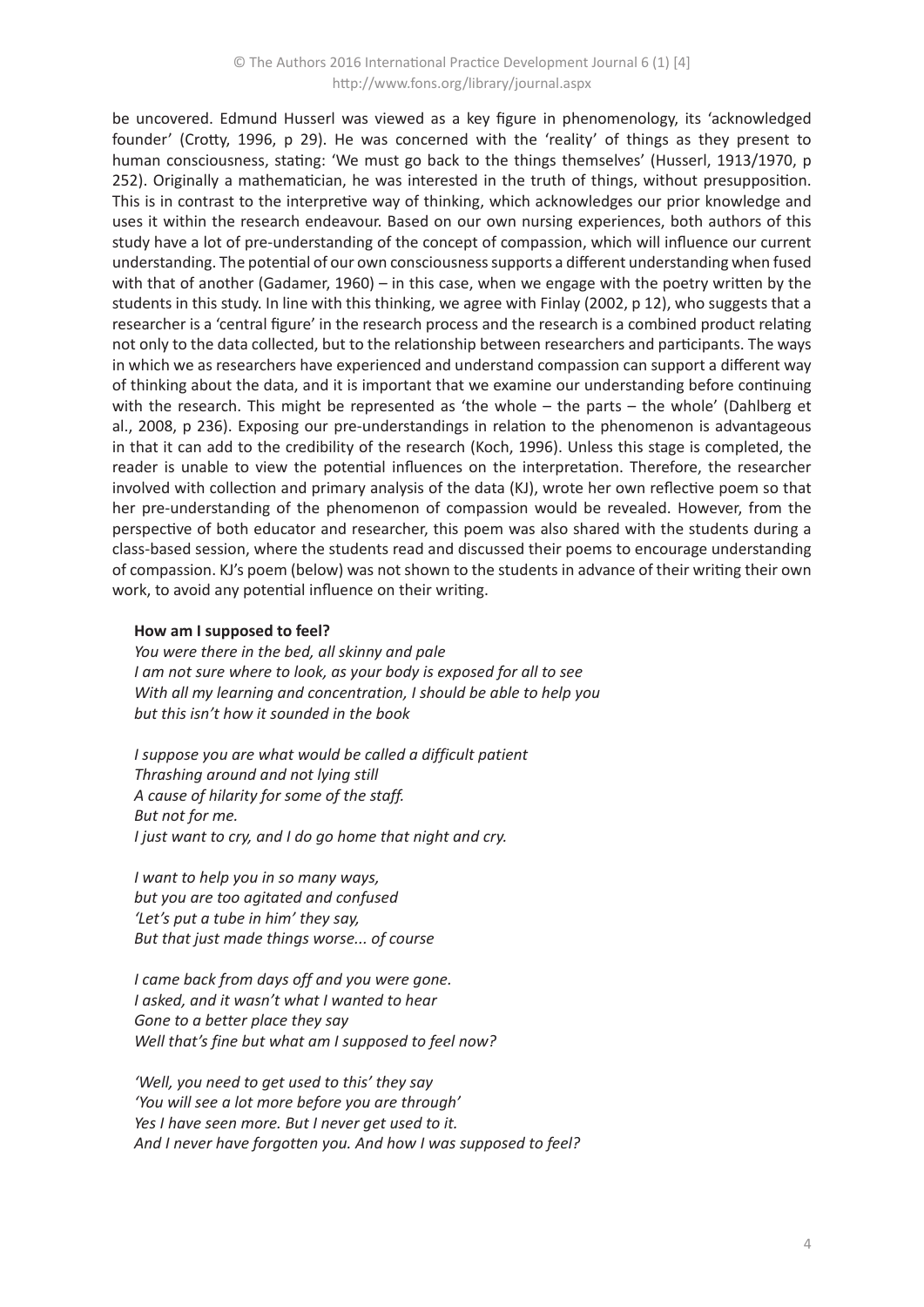be uncovered. Edmund Husserl was viewed as a key figure in phenomenology, its 'acknowledged founder' (Crotty, 1996, p 29). He was concerned with the 'reality' of things as they present to human consciousness, stating: 'We must go back to the things themselves' (Husserl, 1913/1970, p 252). Originally a mathematician, he was interested in the truth of things, without presupposition. This is in contrast to the interpretive way of thinking, which acknowledges our prior knowledge and uses it within the research endeavour. Based on our own nursing experiences, both authors of this study have a lot of pre-understanding of the concept of compassion, which will influence our current understanding. The potential of our own consciousness supports a different understanding when fused with that of another (Gadamer, 1960) – in this case, when we engage with the poetry written by the students in this study. In line with this thinking, we agree with Finlay (2002, p 12), who suggests that a researcher is a 'central figure' in the research process and the research is a combined product relating not only to the data collected, but to the relationship between researchers and participants. The ways in which we as researchers have experienced and understand compassion can support a different way of thinking about the data, and it is important that we examine our understanding before continuing with the research. This might be represented as 'the whole – the parts – the whole' (Dahlberg et al., 2008, p 236). Exposing our pre-understandings in relation to the phenomenon is advantageous in that it can add to the credibility of the research (Koch, 1996). Unless this stage is completed, the reader is unable to view the potential influences on the interpretation. Therefore, the researcher involved with collection and primary analysis of the data (KJ), wrote her own reflective poem so that her pre-understanding of the phenomenon of compassion would be revealed. However, from the perspective of both educator and researcher, this poem was also shared with the students during a class-based session, where the students read and discussed their poems to encourage understanding of compassion. KJ's poem (below) was not shown to the students in advance of their writing their own work, to avoid any potential influence on their writing.

**How am I supposed to feel?**
*You were there in the bed, all skinny and pale*
*I am not sure where to look, as your body is exposed for all to see*
*With all my learning and concentration, I should be able to help you*
*but this isn't how it sounded in the book*

*I suppose you are what would be called a difficult patient*
*Thrashing around and not lying still*
*A cause of hilarity for some of the staff.*
*But not for me.*
*I just want to cry, and I do go home that night and cry.*

*I want to help you in so many ways,*
*but you are too agitated and confused*
*'Let's put a tube in him' they say,*
*But that just made things worse... of course*

*I came back from days off and you were gone.*
*I asked, and it wasn't what I wanted to hear*
*Gone to a better place they say*
*Well that's fine but what am I supposed to feel now?*

*'Well, you need to get used to this' they say*
*'You will see a lot more before you are through'*
*Yes I have seen more. But I never get used to it.*
*And I never have forgotten you. And how I was supposed to feel?*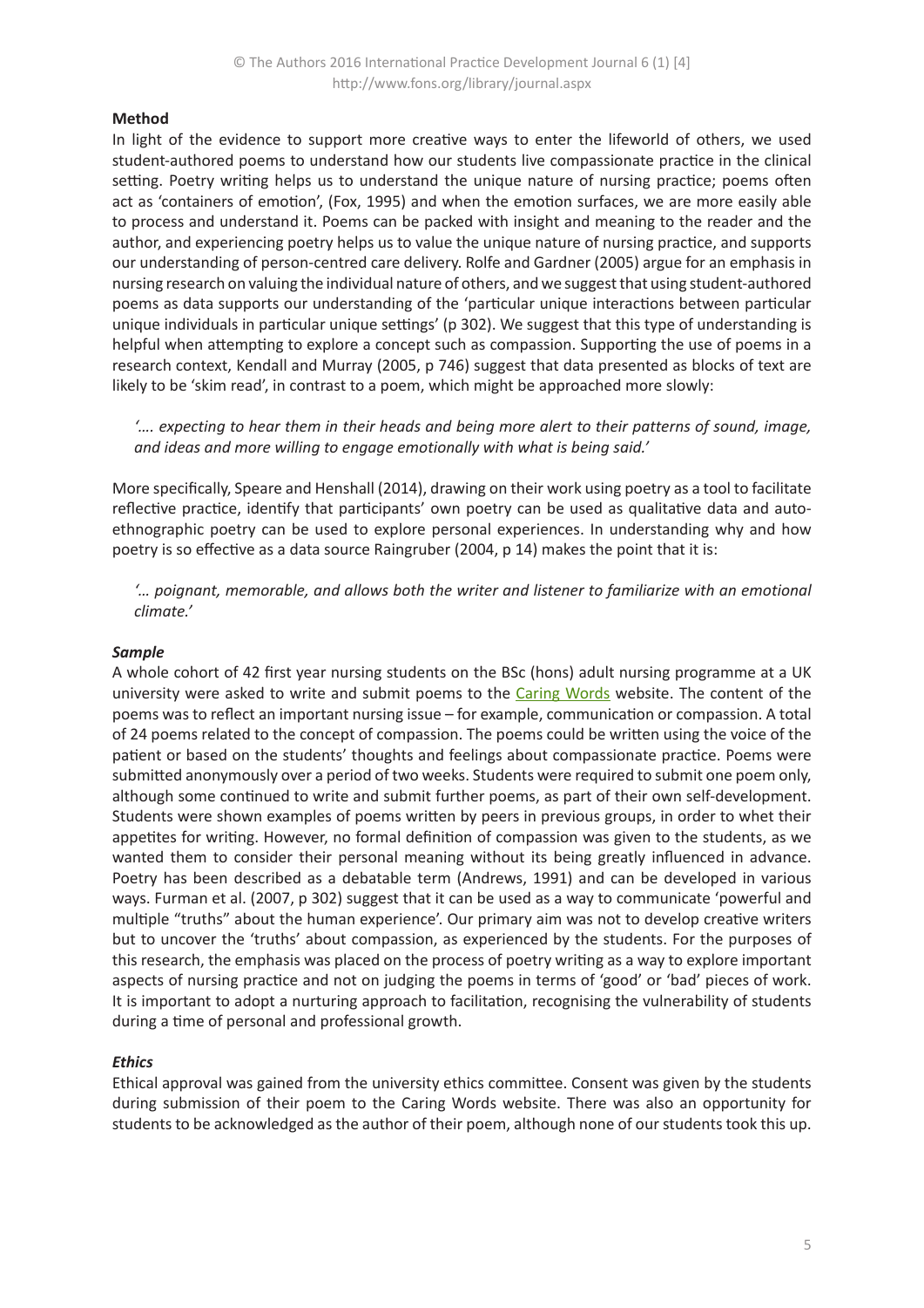## Method

In light of the evidence to support more creative ways to enter the lifeworld of others, we used student-authored poems to understand how our students live compassionate practice in the clinical setting. Poetry writing helps us to understand the unique nature of nursing practice; poems often act as 'containers of emotion', (Fox, 1995) and when the emotion surfaces, we are more easily able to process and understand it. Poems can be packed with insight and meaning to the reader and the author, and experiencing poetry helps us to value the unique nature of nursing practice, and supports our understanding of person-centred care delivery. Rolfe and Gardner (2005) argue for an emphasis in nursing research on valuing the individual nature of others, and we suggest that using student-authored poems as data supports our understanding of the 'particular unique interactions between particular unique individuals in particular unique settings' (p 302). We suggest that this type of understanding is helpful when attempting to explore a concept such as compassion. Supporting the use of poems in a research context, Kendall and Murray (2005, p 746) suggest that data presented as blocks of text are likely to be 'skim read', in contrast to a poem, which might be approached more slowly:

> *'.... expecting to hear them in their heads and being more alert to their patterns of sound, image, and ideas and more willing to engage emotionally with what is being said.'*

More specifically, Speare and Henshall (2014), drawing on their work using poetry as a tool to facilitate reflective practice, identify that participants' own poetry can be used as qualitative data and auto-ethnographic poetry can be used to explore personal experiences. In understanding why and how poetry is so effective as a data source Raingruber (2004, p 14) makes the point that it is:

> *'… poignant, memorable, and allows both the writer and listener to familiarize with an emotional climate.'*

### *Sample*

A whole cohort of 42 first year nursing students on the BSc (hons) adult nursing programme at a UK university were asked to write and submit poems to the Caring Words website. The content of the poems was to reflect an important nursing issue – for example, communication or compassion. A total of 24 poems related to the concept of compassion. The poems could be written using the voice of the patient or based on the students' thoughts and feelings about compassionate practice. Poems were submitted anonymously over a period of two weeks. Students were required to submit one poem only, although some continued to write and submit further poems, as part of their own self-development. Students were shown examples of poems written by peers in previous groups, in order to whet their appetites for writing. However, no formal definition of compassion was given to the students, as we wanted them to consider their personal meaning without its being greatly influenced in advance. Poetry has been described as a debatable term (Andrews, 1991) and can be developed in various ways. Furman et al. (2007, p 302) suggest that it can be used as a way to communicate 'powerful and multiple "truths" about the human experience'. Our primary aim was not to develop creative writers but to uncover the 'truths' about compassion, as experienced by the students. For the purposes of this research, the emphasis was placed on the process of poetry writing as a way to explore important aspects of nursing practice and not on judging the poems in terms of 'good' or 'bad' pieces of work. It is important to adopt a nurturing approach to facilitation, recognising the vulnerability of students during a time of personal and professional growth.

### *Ethics*

Ethical approval was gained from the university ethics committee. Consent was given by the students during submission of their poem to the Caring Words website. There was also an opportunity for students to be acknowledged as the author of their poem, although none of our students took this up.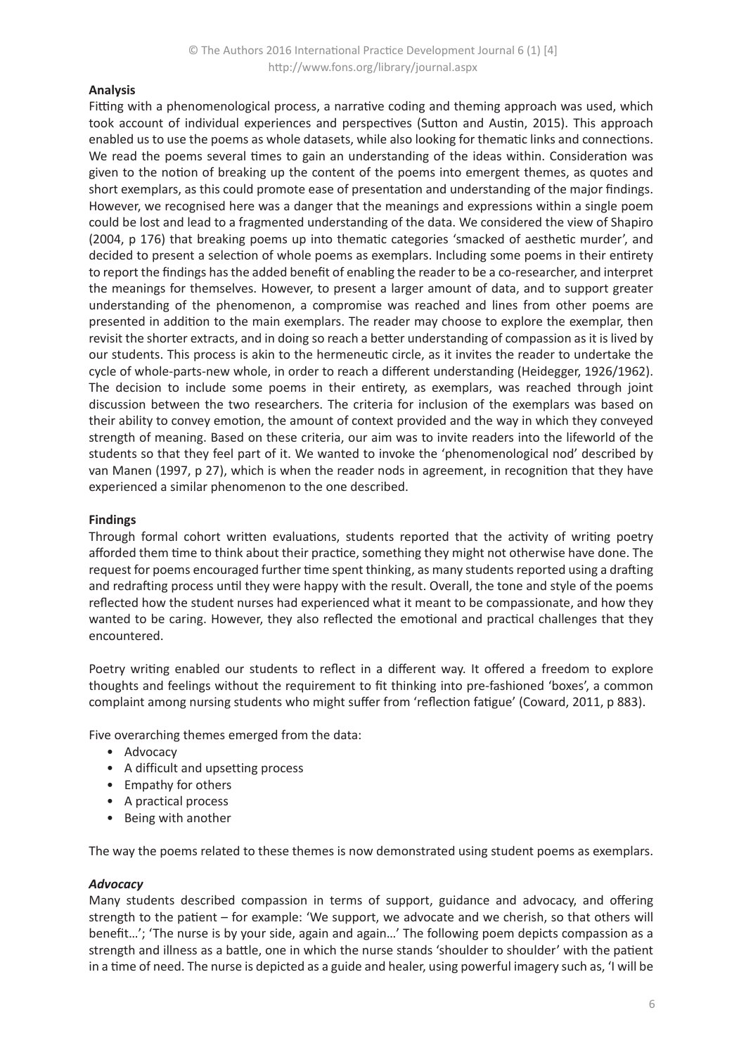**Analysis**

Fitting with a phenomenological process, a narrative coding and theming approach was used, which took account of individual experiences and perspectives (Sutton and Austin, 2015). This approach enabled us to use the poems as whole datasets, while also looking for thematic links and connections. We read the poems several times to gain an understanding of the ideas within. Consideration was given to the notion of breaking up the content of the poems into emergent themes, as quotes and short exemplars, as this could promote ease of presentation and understanding of the major findings. However, we recognised here was a danger that the meanings and expressions within a single poem could be lost and lead to a fragmented understanding of the data. We considered the view of Shapiro (2004, p 176) that breaking poems up into thematic categories 'smacked of aesthetic murder', and decided to present a selection of whole poems as exemplars. Including some poems in their entirety to report the findings has the added benefit of enabling the reader to be a co-researcher, and interpret the meanings for themselves. However, to present a larger amount of data, and to support greater understanding of the phenomenon, a compromise was reached and lines from other poems are presented in addition to the main exemplars. The reader may choose to explore the exemplar, then revisit the shorter extracts, and in doing so reach a better understanding of compassion as it is lived by our students. This process is akin to the hermeneutic circle, as it invites the reader to undertake the cycle of whole-parts-new whole, in order to reach a different understanding (Heidegger, 1926/1962). The decision to include some poems in their entirety, as exemplars, was reached through joint discussion between the two researchers. The criteria for inclusion of the exemplars was based on their ability to convey emotion, the amount of context provided and the way in which they conveyed strength of meaning. Based on these criteria, our aim was to invite readers into the lifeworld of the students so that they feel part of it. We wanted to invoke the 'phenomenological nod' described by van Manen (1997, p 27), which is when the reader nods in agreement, in recognition that they have experienced a similar phenomenon to the one described.

**Findings**

Through formal cohort written evaluations, students reported that the activity of writing poetry afforded them time to think about their practice, something they might not otherwise have done. The request for poems encouraged further time spent thinking, as many students reported using a drafting and redrafting process until they were happy with the result. Overall, the tone and style of the poems reflected how the student nurses had experienced what it meant to be compassionate, and how they wanted to be caring. However, they also reflected the emotional and practical challenges that they encountered.

Poetry writing enabled our students to reflect in a different way. It offered a freedom to explore thoughts and feelings without the requirement to fit thinking into pre-fashioned 'boxes', a common complaint among nursing students who might suffer from 'reflection fatigue' (Coward, 2011, p 883).

Five overarching themes emerged from the data:

- Advocacy
- A difficult and upsetting process
- Empathy for others
- A practical process
- Being with another

The way the poems related to these themes is now demonstrated using student poems as exemplars.

***Advocacy***

Many students described compassion in terms of support, guidance and advocacy, and offering strength to the patient – for example: 'We support, we advocate and we cherish, so that others will benefit…'; 'The nurse is by your side, again and again…' The following poem depicts compassion as a strength and illness as a battle, one in which the nurse stands 'shoulder to shoulder' with the patient in a time of need. The nurse is depicted as a guide and healer, using powerful imagery such as, 'I will be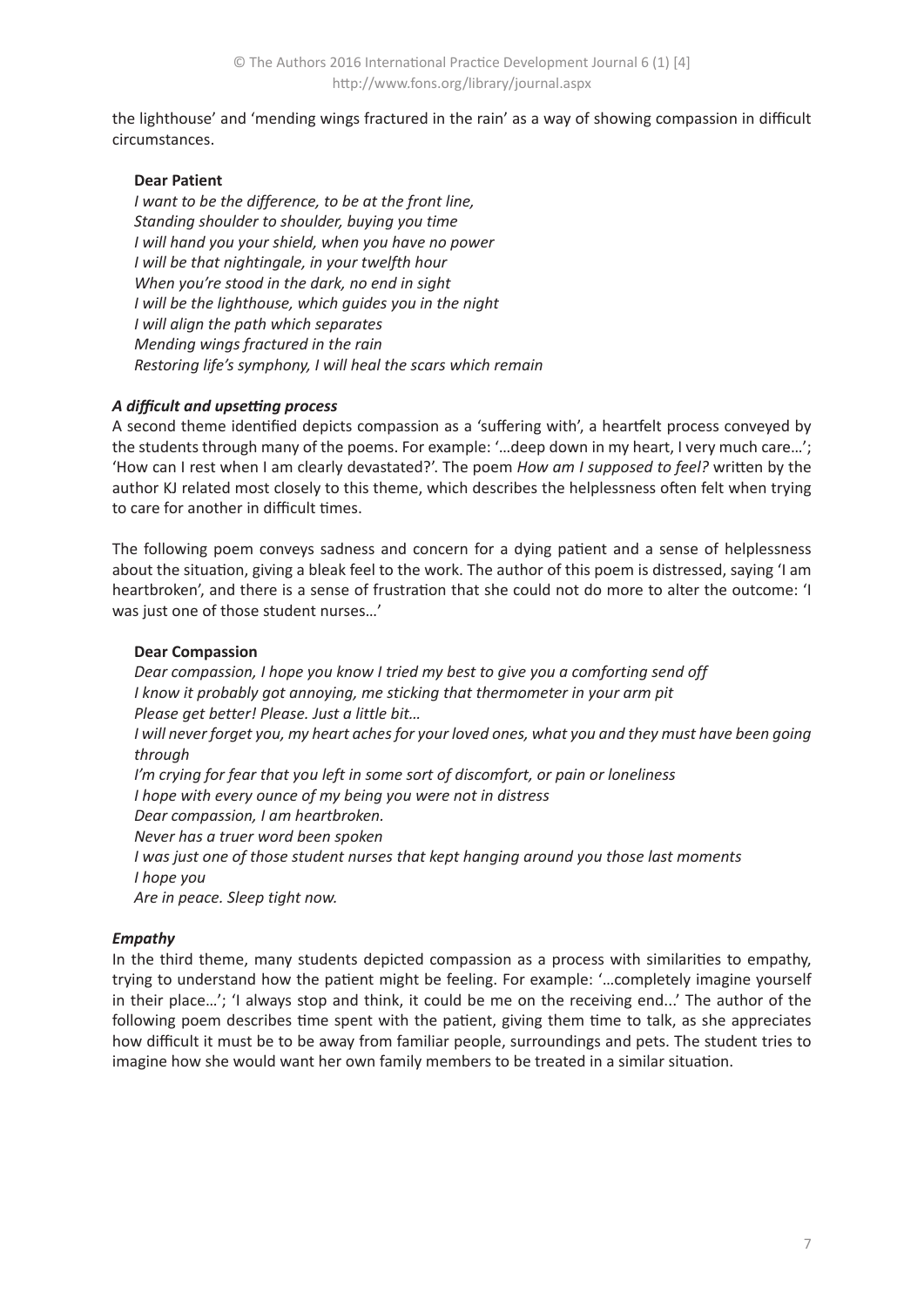the lighthouse' and 'mending wings fractured in the rain' as a way of showing compassion in difficult circumstances.

**Dear Patient**

*I want to be the difference, to be at the front line,*
*Standing shoulder to shoulder, buying you time*
*I will hand you your shield, when you have no power*
*I will be that nightingale, in your twelfth hour*
*When you're stood in the dark, no end in sight*
*I will be the lighthouse, which guides you in the night*
*I will align the path which separates*
*Mending wings fractured in the rain*
*Restoring life's symphony, I will heal the scars which remain*

### *A difficult and upsetting process*

A second theme identified depicts compassion as a 'suffering with', a heartfelt process conveyed by the students through many of the poems. For example: '…deep down in my heart, I very much care…'; 'How can I rest when I am clearly devastated?'. The poem *How am I supposed to feel?* written by the author KJ related most closely to this theme, which describes the helplessness often felt when trying to care for another in difficult times.

The following poem conveys sadness and concern for a dying patient and a sense of helplessness about the situation, giving a bleak feel to the work. The author of this poem is distressed, saying 'I am heartbroken', and there is a sense of frustration that she could not do more to alter the outcome: 'I was just one of those student nurses…'

**Dear Compassion**

*Dear compassion, I hope you know I tried my best to give you a comforting send off*
*I know it probably got annoying, me sticking that thermometer in your arm pit*
*Please get better! Please. Just a little bit…*
*I will never forget you, my heart aches for your loved ones, what you and they must have been going through*
*I'm crying for fear that you left in some sort of discomfort, or pain or loneliness*
*I hope with every ounce of my being you were not in distress*
*Dear compassion, I am heartbroken.*
*Never has a truer word been spoken*
*I was just one of those student nurses that kept hanging around you those last moments*
*I hope you*
*Are in peace. Sleep tight now.*

### *Empathy*

In the third theme, many students depicted compassion as a process with similarities to empathy, trying to understand how the patient might be feeling. For example: '…completely imagine yourself in their place…'; 'I always stop and think, it could be me on the receiving end...' The author of the following poem describes time spent with the patient, giving them time to talk, as she appreciates how difficult it must be to be away from familiar people, surroundings and pets. The student tries to imagine how she would want her own family members to be treated in a similar situation.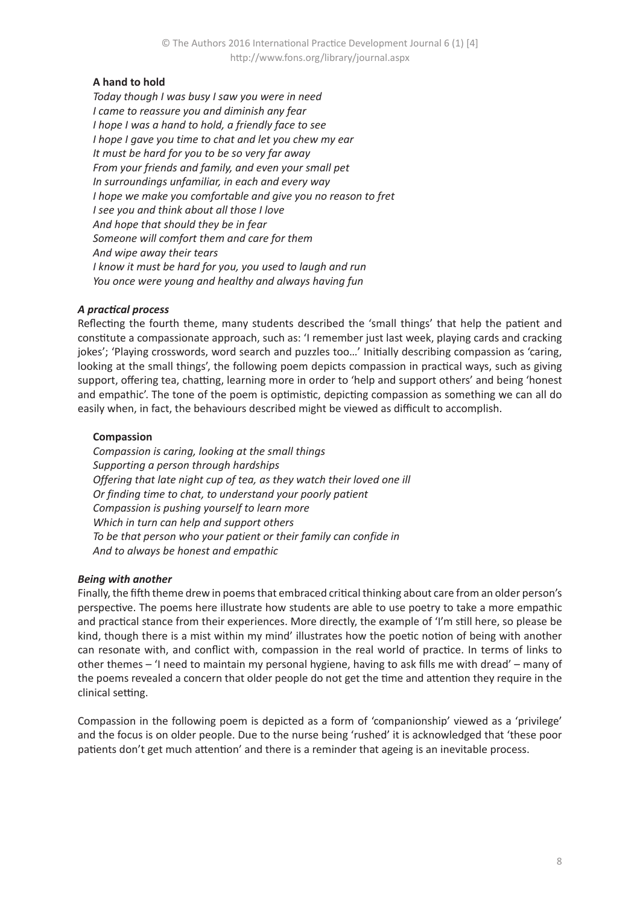**A hand to hold**

*Today though I was busy I saw you were in need*
*I came to reassure you and diminish any fear*
*I hope I was a hand to hold, a friendly face to see*
*I hope I gave you time to chat and let you chew my ear*
*It must be hard for you to be so very far away*
*From your friends and family, and even your small pet*
*In surroundings unfamiliar, in each and every way*
*I hope we make you comfortable and give you no reason to fret*
*I see you and think about all those I love*
*And hope that should they be in fear*
*Someone will comfort them and care for them*
*And wipe away their tears*
*I know it must be hard for you, you used to laugh and run*
*You once were young and healthy and always having fun*

### *A practical process*

Reflecting the fourth theme, many students described the 'small things' that help the patient and constitute a compassionate approach, such as: 'I remember just last week, playing cards and cracking jokes'; 'Playing crosswords, word search and puzzles too…' Initially describing compassion as 'caring, looking at the small things', the following poem depicts compassion in practical ways, such as giving support, offering tea, chatting, learning more in order to 'help and support others' and being 'honest and empathic'. The tone of the poem is optimistic, depicting compassion as something we can all do easily when, in fact, the behaviours described might be viewed as difficult to accomplish.

**Compassion**

*Compassion is caring, looking at the small things*
*Supporting a person through hardships*
*Offering that late night cup of tea, as they watch their loved one ill*
*Or finding time to chat, to understand your poorly patient*
*Compassion is pushing yourself to learn more*
*Which in turn can help and support others*
*To be that person who your patient or their family can confide in*
*And to always be honest and empathic*

### *Being with another*

Finally, the fifth theme drew in poems that embraced critical thinking about care from an older person's perspective. The poems here illustrate how students are able to use poetry to take a more empathic and practical stance from their experiences. More directly, the example of 'I'm still here, so please be kind, though there is a mist within my mind' illustrates how the poetic notion of being with another can resonate with, and conflict with, compassion in the real world of practice. In terms of links to other themes – 'I need to maintain my personal hygiene, having to ask fills me with dread' – many of the poems revealed a concern that older people do not get the time and attention they require in the clinical setting.

Compassion in the following poem is depicted as a form of 'companionship' viewed as a 'privilege' and the focus is on older people. Due to the nurse being 'rushed' it is acknowledged that 'these poor patients don't get much attention' and there is a reminder that ageing is an inevitable process.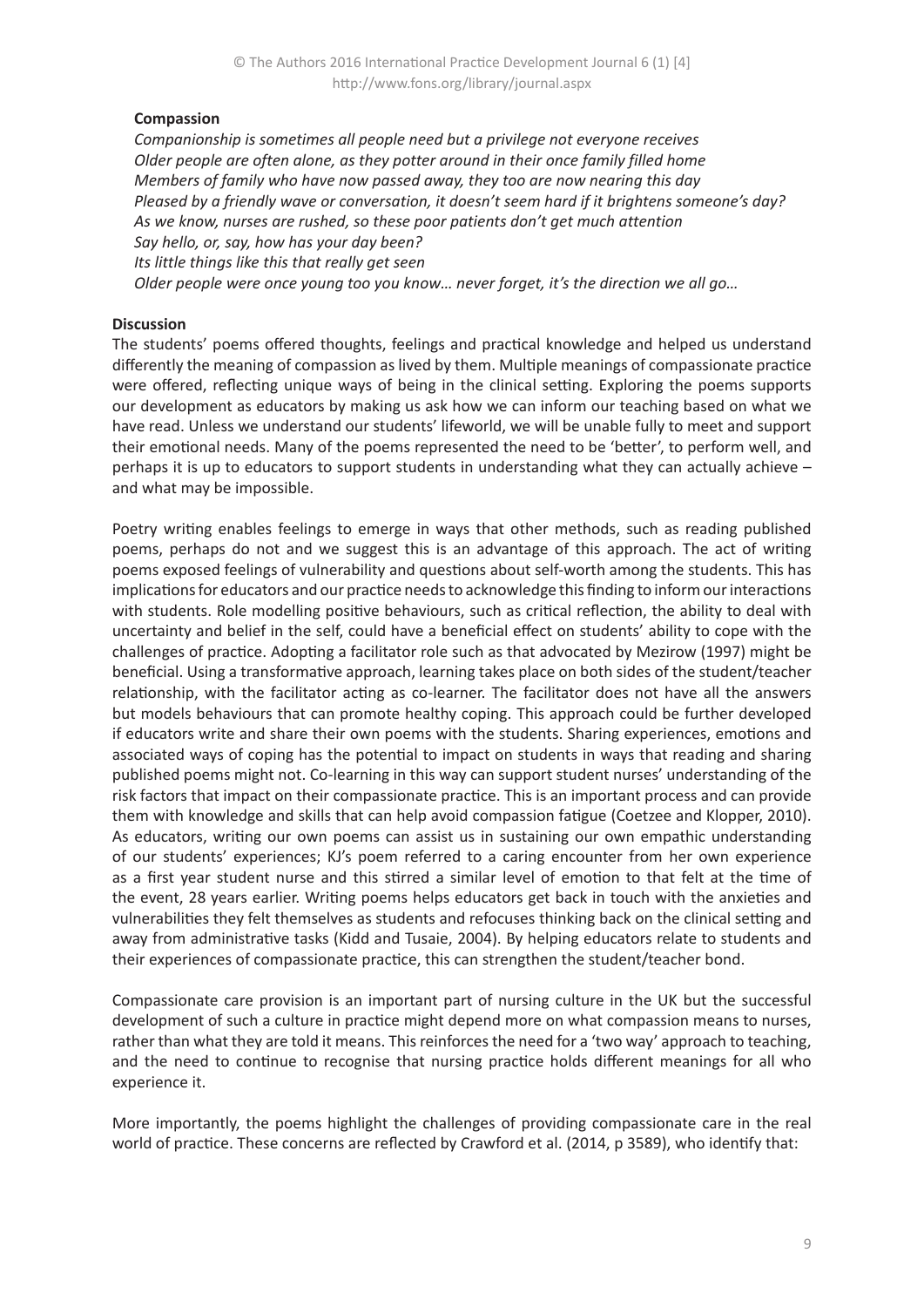**Compassion**

*Companionship is sometimes all people need but a privilege not everyone receives*
*Older people are often alone, as they potter around in their once family filled home*
*Members of family who have now passed away, they too are now nearing this day*
*Pleased by a friendly wave or conversation, it doesn't seem hard if it brightens someone's day?*
*As we know, nurses are rushed, so these poor patients don't get much attention*
*Say hello, or, say, how has your day been?*
*Its little things like this that really get seen*
*Older people were once young too you know… never forget, it's the direction we all go…*

**Discussion**

The students' poems offered thoughts, feelings and practical knowledge and helped us understand differently the meaning of compassion as lived by them. Multiple meanings of compassionate practice were offered, reflecting unique ways of being in the clinical setting. Exploring the poems supports our development as educators by making us ask how we can inform our teaching based on what we have read. Unless we understand our students' lifeworld, we will be unable fully to meet and support their emotional needs. Many of the poems represented the need to be 'better', to perform well, and perhaps it is up to educators to support students in understanding what they can actually achieve – and what may be impossible.

Poetry writing enables feelings to emerge in ways that other methods, such as reading published poems, perhaps do not and we suggest this is an advantage of this approach. The act of writing poems exposed feelings of vulnerability and questions about self-worth among the students. This has implications for educators and our practice needs to acknowledge this finding to inform our interactions with students. Role modelling positive behaviours, such as critical reflection, the ability to deal with uncertainty and belief in the self, could have a beneficial effect on students' ability to cope with the challenges of practice. Adopting a facilitator role such as that advocated by Mezirow (1997) might be beneficial. Using a transformative approach, learning takes place on both sides of the student/teacher relationship, with the facilitator acting as co-learner. The facilitator does not have all the answers but models behaviours that can promote healthy coping. This approach could be further developed if educators write and share their own poems with the students. Sharing experiences, emotions and associated ways of coping has the potential to impact on students in ways that reading and sharing published poems might not. Co-learning in this way can support student nurses' understanding of the risk factors that impact on their compassionate practice. This is an important process and can provide them with knowledge and skills that can help avoid compassion fatigue (Coetzee and Klopper, 2010). As educators, writing our own poems can assist us in sustaining our own empathic understanding of our students' experiences; KJ's poem referred to a caring encounter from her own experience as a first year student nurse and this stirred a similar level of emotion to that felt at the time of the event, 28 years earlier. Writing poems helps educators get back in touch with the anxieties and vulnerabilities they felt themselves as students and refocuses thinking back on the clinical setting and away from administrative tasks (Kidd and Tusaie, 2004). By helping educators relate to students and their experiences of compassionate practice, this can strengthen the student/teacher bond.

Compassionate care provision is an important part of nursing culture in the UK but the successful development of such a culture in practice might depend more on what compassion means to nurses, rather than what they are told it means. This reinforces the need for a 'two way' approach to teaching, and the need to continue to recognise that nursing practice holds different meanings for all who experience it.

More importantly, the poems highlight the challenges of providing compassionate care in the real world of practice. These concerns are reflected by Crawford et al. (2014, p 3589), who identify that: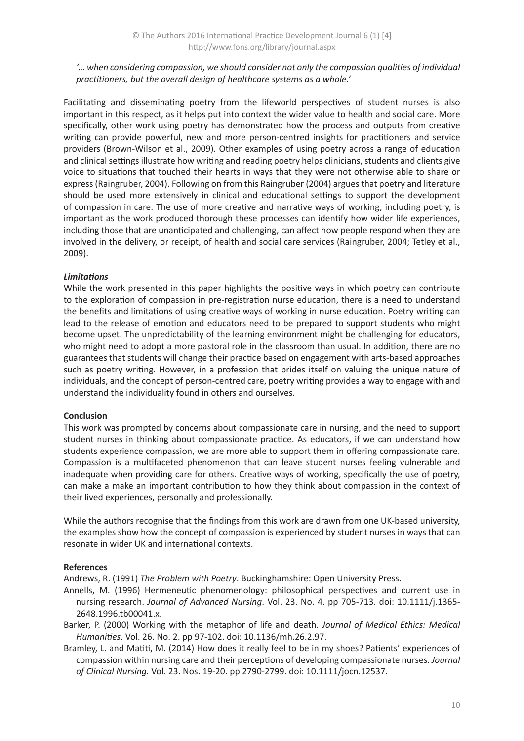*'… when considering compassion, we should consider not only the compassion qualities of individual practitioners, but the overall design of healthcare systems as a whole.'*

Facilitating and disseminating poetry from the lifeworld perspectives of student nurses is also important in this respect, as it helps put into context the wider value to health and social care. More specifically, other work using poetry has demonstrated how the process and outputs from creative writing can provide powerful, new and more person-centred insights for practitioners and service providers (Brown-Wilson et al., 2009). Other examples of using poetry across a range of education and clinical settings illustrate how writing and reading poetry helps clinicians, students and clients give voice to situations that touched their hearts in ways that they were not otherwise able to share or express (Raingruber, 2004). Following on from this Raingruber (2004) argues that poetry and literature should be used more extensively in clinical and educational settings to support the development of compassion in care. The use of more creative and narrative ways of working, including poetry, is important as the work produced thorough these processes can identify how wider life experiences, including those that are unanticipated and challenging, can affect how people respond when they are involved in the delivery, or receipt, of health and social care services (Raingruber, 2004; Tetley et al., 2009).

***Limitations***

While the work presented in this paper highlights the positive ways in which poetry can contribute to the exploration of compassion in pre-registration nurse education, there is a need to understand the benefits and limitations of using creative ways of working in nurse education. Poetry writing can lead to the release of emotion and educators need to be prepared to support students who might become upset. The unpredictability of the learning environment might be challenging for educators, who might need to adopt a more pastoral role in the classroom than usual. In addition, there are no guarantees that students will change their practice based on engagement with arts-based approaches such as poetry writing. However, in a profession that prides itself on valuing the unique nature of individuals, and the concept of person-centred care, poetry writing provides a way to engage with and understand the individuality found in others and ourselves.

## Conclusion

This work was prompted by concerns about compassionate care in nursing, and the need to support student nurses in thinking about compassionate practice. As educators, if we can understand how students experience compassion, we are more able to support them in offering compassionate care. Compassion is a multifaceted phenomenon that can leave student nurses feeling vulnerable and inadequate when providing care for others. Creative ways of working, specifically the use of poetry, can make a make an important contribution to how they think about compassion in the context of their lived experiences, personally and professionally.

While the authors recognise that the findings from this work are drawn from one UK-based university, the examples show how the concept of compassion is experienced by student nurses in ways that can resonate in wider UK and international contexts.

## References

Andrews, R. (1991) *The Problem with Poetry*. Buckinghamshire: Open University Press.

Annells, M. (1996) Hermeneutic phenomenology: philosophical perspectives and current use in nursing research. *Journal of Advanced Nursing*. Vol. 23. No. 4. pp 705-713. doi: 10.1111/j.1365-2648.1996.tb00041.x.

Barker, P. (2000) Working with the metaphor of life and death. *Journal of Medical Ethics: Medical Humanities*. Vol. 26. No. 2. pp 97-102. doi: 10.1136/mh.26.2.97.

Bramley, L. and Matiti, M. (2014) How does it really feel to be in my shoes? Patients' experiences of compassion within nursing care and their perceptions of developing compassionate nurses. *Journal of Clinical Nursing*. Vol. 23. Nos. 19-20. pp 2790-2799. doi: 10.1111/jocn.12537.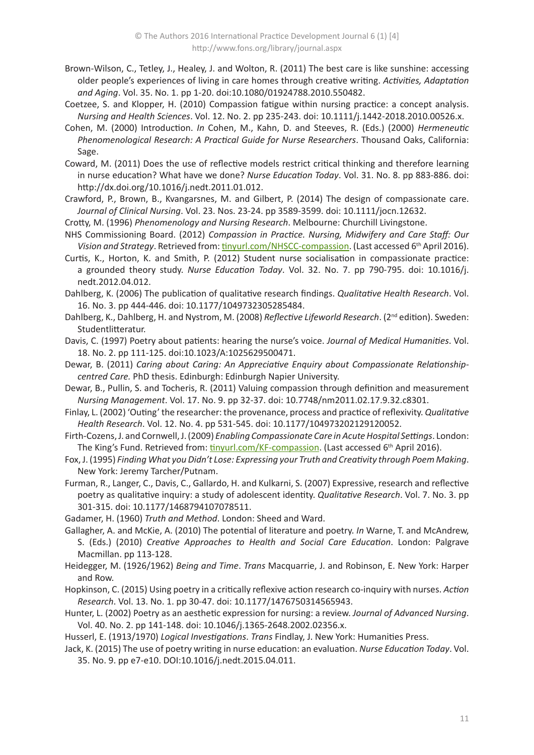Brown-Wilson, C., Tetley, J., Healey, J. and Wolton, R. (2011) The best care is like sunshine: accessing older people's experiences of living in care homes through creative writing. *Activities, Adaptation and Aging*. Vol. 35. No. 1. pp 1-20. doi:10.1080/01924788.2010.550482.

Coetzee, S. and Klopper, H. (2010) Compassion fatigue within nursing practice: a concept analysis. *Nursing and Health Sciences*. Vol. 12. No. 2. pp 235-243. doi: 10.1111/j.1442-2018.2010.00526.x.

Cohen, M. (2000) Introduction. *In* Cohen, M., Kahn, D. and Steeves, R. (Eds.) (2000) *Hermeneutic Phenomenological Research: A Practical Guide for Nurse Researchers*. Thousand Oaks, California: Sage.

Coward, M. (2011) Does the use of reflective models restrict critical thinking and therefore learning in nurse education? What have we done? *Nurse Education Today*. Vol. 31. No. 8. pp 883-886. doi: http://dx.doi.org/10.1016/j.nedt.2011.01.012.

Crawford, P., Brown, B., Kvangarsnes, M. and Gilbert, P. (2014) The design of compassionate care. *Journal of Clinical Nursing*. Vol. 23. Nos. 23-24. pp 3589-3599. doi: 10.1111/jocn.12632.

Crotty, M. (1996) *Phenomenology and Nursing Research*. Melbourne: Churchill Livingstone.

NHS Commissioning Board. (2012) *Compassion in Practice. Nursing, Midwifery and Care Staff: Our Vision and Strategy*. Retrieved from: tinyurl.com/NHSCC-compassion. (Last accessed 6th April 2016).

Curtis, K., Horton, K. and Smith, P. (2012) Student nurse socialisation in compassionate practice: a grounded theory study. *Nurse Education Today*. Vol. 32. No. 7. pp 790-795. doi: 10.1016/j.nedt.2012.04.012.

Dahlberg, K. (2006) The publication of qualitative research findings. *Qualitative Health Research*. Vol. 16. No. 3. pp 444-446. doi: 10.1177/1049732305285484.

Dahlberg, K., Dahlberg, H. and Nystrom, M. (2008) *Reflective Lifeworld Research*. (2nd edition). Sweden: Studentlitteratur.

Davis, C. (1997) Poetry about patients: hearing the nurse's voice. *Journal of Medical Humanities*. Vol. 18. No. 2. pp 111-125. doi:10.1023/A:1025629500471.

Dewar, B. (2011) *Caring about Caring: An Appreciative Enquiry about Compassionate Relationship-centred Care.* PhD thesis. Edinburgh: Edinburgh Napier University.

Dewar, B., Pullin, S. and Tocheris, R. (2011) Valuing compassion through definition and measurement *Nursing Management*. Vol. 17. No. 9. pp 32-37. doi: 10.7748/nm2011.02.17.9.32.c8301.

Finlay, L. (2002) 'Outing' the researcher: the provenance, process and practice of reflexivity. *Qualitative Health Research*. Vol. 12. No. 4. pp 531-545. doi: 10.1177/104973202129120052.

Firth-Cozens, J. and Cornwell, J. (2009) *Enabling Compassionate Care in Acute Hospital Settings*. London: The King's Fund. Retrieved from: tinyurl.com/KF-compassion. (Last accessed 6th April 2016).

Fox, J. (1995) *Finding What you Didn't Lose: Expressing your Truth and Creativity through Poem Making*. New York: Jeremy Tarcher/Putnam.

Furman, R., Langer, C., Davis, C., Gallardo, H. and Kulkarni, S. (2007) Expressive, research and reflective poetry as qualitative inquiry: a study of adolescent identity. *Qualitative Research*. Vol. 7. No. 3. pp 301-315. doi: 10.1177/1468794107078511.

Gadamer, H. (1960) *Truth and Method*. London: Sheed and Ward.

Gallagher, A. and McKie, A. (2010) The potential of literature and poetry. *In* Warne, T. and McAndrew, S. (Eds.) (2010) *Creative Approaches to Health and Social Care Education*. London: Palgrave Macmillan. pp 113-128.

Heidegger, M. (1926/1962) *Being and Time*. *Trans* Macquarrie, J. and Robinson, E. New York: Harper and Row.

Hopkinson, C. (2015) Using poetry in a critically reflexive action research co-inquiry with nurses. *Action Research*. Vol. 13. No. 1. pp 30-47. doi: 10.1177/1476750314565943.

Hunter, L. (2002) Poetry as an aesthetic expression for nursing: a review. *Journal of Advanced Nursing*. Vol. 40. No. 2. pp 141-148. doi: 10.1046/j.1365-2648.2002.02356.x.

Husserl, E. (1913/1970) *Logical Investigations*. *Trans* Findlay, J. New York: Humanities Press.

Jack, K. (2015) The use of poetry writing in nurse education: an evaluation. *Nurse Education Today*. Vol. 35. No. 9. pp e7-e10. DOI:10.1016/j.nedt.2015.04.011.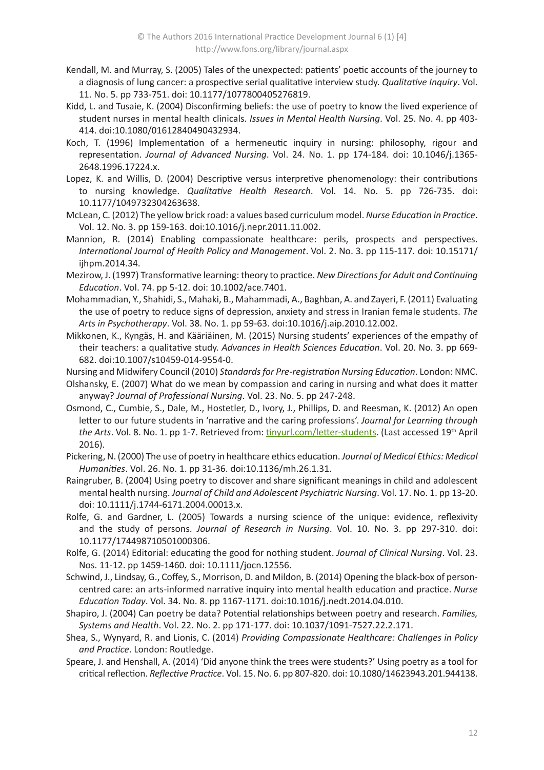Kendall, M. and Murray, S. (2005) Tales of the unexpected: patients' poetic accounts of the journey to a diagnosis of lung cancer: a prospective serial qualitative interview study. *Qualitative Inquiry*. Vol. 11. No. 5. pp 733-751. doi: 10.1177/1077800405276819.

Kidd, L. and Tusaie, K. (2004) Disconfirming beliefs: the use of poetry to know the lived experience of student nurses in mental health clinicals. *Issues in Mental Health Nursing*. Vol. 25. No. 4. pp 403-414. doi:10.1080/01612840490432934.

Koch, T. (1996) Implementation of a hermeneutic inquiry in nursing: philosophy, rigour and representation. *Journal of Advanced Nursing*. Vol. 24. No. 1. pp 174-184. doi: 10.1046/j.1365-2648.1996.17224.x.

Lopez, K. and Willis, D. (2004) Descriptive versus interpretive phenomenology: their contributions to nursing knowledge. *Qualitative Health Research*. Vol. 14. No. 5. pp 726-735. doi: 10.1177/1049732304263638.

McLean, C. (2012) The yellow brick road: a values based curriculum model. *Nurse Education in Practice*. Vol. 12. No. 3. pp 159-163. doi:10.1016/j.nepr.2011.11.002.

Mannion, R. (2014) Enabling compassionate healthcare: perils, prospects and perspectives. *International Journal of Health Policy and Management*. Vol. 2. No. 3. pp 115-117. doi: 10.15171/ijhpm.2014.34.

Mezirow, J. (1997) Transformative learning: theory to practice. *New Directions for Adult and Continuing Education*. Vol. 74. pp 5-12. doi: 10.1002/ace.7401.

Mohammadian, Y., Shahidi, S., Mahaki, B., Mahammadi, A., Baghban, A. and Zayeri, F. (2011) Evaluating the use of poetry to reduce signs of depression, anxiety and stress in Iranian female students. *The Arts in Psychotherapy*. Vol. 38. No. 1. pp 59-63. doi:10.1016/j.aip.2010.12.002.

Mikkonen, K., Kyngäs, H. and Kääriäinen, M. (2015) Nursing students' experiences of the empathy of their teachers: a qualitative study. *Advances in Health Sciences Education*. Vol. 20. No. 3. pp 669-682. doi:10.1007/s10459-014-9554-0.

Nursing and Midwifery Council (2010) *Standards for Pre-registration Nursing Education*. London: NMC.

Olshansky, E. (2007) What do we mean by compassion and caring in nursing and what does it matter anyway? *Journal of Professional Nursing*. Vol. 23. No. 5. pp 247-248.

Osmond, C., Cumbie, S., Dale, M., Hostetler, D., Ivory, J., Phillips, D. and Reesman, K. (2012) An open letter to our future students in 'narrative and the caring professions'. *Journal for Learning through the Arts*. Vol. 8. No. 1. pp 1-7. Retrieved from: tinyurl.com/letter-students. (Last accessed 19th April 2016).

Pickering, N. (2000) The use of poetry in healthcare ethics education. *Journal of Medical Ethics: Medical Humanities*. Vol. 26. No. 1. pp 31-36. doi:10.1136/mh.26.1.31.

Raingruber, B. (2004) Using poetry to discover and share significant meanings in child and adolescent mental health nursing. *Journal of Child and Adolescent Psychiatric Nursing*. Vol. 17. No. 1. pp 13-20. doi: 10.1111/j.1744-6171.2004.00013.x.

Rolfe, G. and Gardner, L. (2005) Towards a nursing science of the unique: evidence, reflexivity and the study of persons. *Journal of Research in Nursing*. Vol. 10. No. 3. pp 297-310. doi: 10.1177/174498710501000306.

Rolfe, G. (2014) Editorial: educating the good for nothing student. *Journal of Clinical Nursing*. Vol. 23. Nos. 11-12. pp 1459-1460. doi: 10.1111/jocn.12556.

Schwind, J., Lindsay, G., Coffey, S., Morrison, D. and Mildon, B. (2014) Opening the black-box of person-centred care: an arts-informed narrative inquiry into mental health education and practice. *Nurse Education Today*. Vol. 34. No. 8. pp 1167-1171. doi:10.1016/j.nedt.2014.04.010.

Shapiro, J. (2004) Can poetry be data? Potential relationships between poetry and research. *Families, Systems and Health*. Vol. 22. No. 2. pp 171-177. doi: 10.1037/1091-7527.22.2.171.

Shea, S., Wynyard, R. and Lionis, C. (2014) *Providing Compassionate Healthcare: Challenges in Policy and Practice*. London: Routledge.

Speare, J. and Henshall, A. (2014) 'Did anyone think the trees were students?' Using poetry as a tool for critical reflection. *Reflective Practice*. Vol. 15. No. 6. pp 807-820. doi: 10.1080/14623943.201.944138.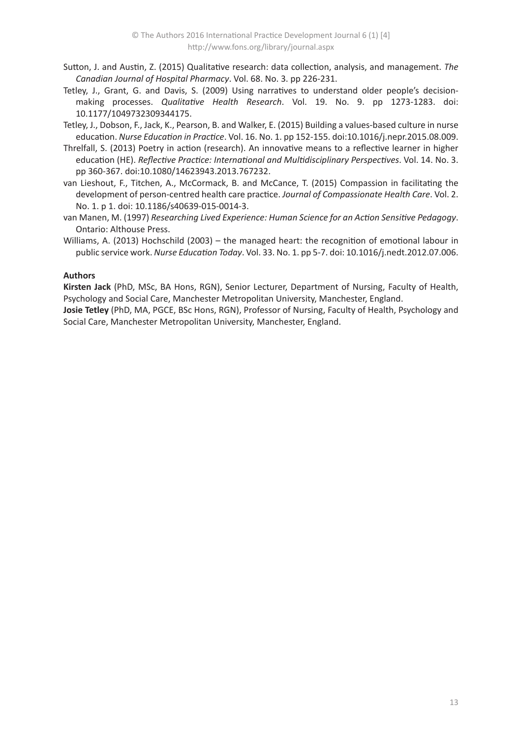Sutton, J. and Austin, Z. (2015) Qualitative research: data collection, analysis, and management. *The Canadian Journal of Hospital Pharmacy*. Vol. 68. No. 3. pp 226-231.

Tetley, J., Grant, G. and Davis, S. (2009) Using narratives to understand older people's decision-making processes. *Qualitative Health Research*. Vol. 19. No. 9. pp 1273-1283. doi: 10.1177/1049732309344175.

Tetley, J., Dobson, F., Jack, K., Pearson, B. and Walker, E. (2015) Building a values-based culture in nurse education. *Nurse Education in Practice*. Vol. 16. No. 1. pp 152-155. doi:10.1016/j.nepr.2015.08.009.

Threlfall, S. (2013) Poetry in action (research). An innovative means to a reflective learner in higher education (HE). *Reflective Practice: International and Multidisciplinary Perspectives*. Vol. 14. No. 3. pp 360-367. doi:10.1080/14623943.2013.767232.

van Lieshout, F., Titchen, A., McCormack, B. and McCance, T. (2015) Compassion in facilitating the development of person-centred health care practice. *Journal of Compassionate Health Care*. Vol. 2. No. 1. p 1. doi: 10.1186/s40639-015-0014-3.

van Manen, M. (1997) *Researching Lived Experience: Human Science for an Action Sensitive Pedagogy*. Ontario: Althouse Press.

Williams, A. (2013) Hochschild (2003) – the managed heart: the recognition of emotional labour in public service work. *Nurse Education Today*. Vol. 33. No. 1. pp 5-7. doi: 10.1016/j.nedt.2012.07.006.

**Authors**

**Kirsten Jack** (PhD, MSc, BA Hons, RGN), Senior Lecturer, Department of Nursing, Faculty of Health, Psychology and Social Care, Manchester Metropolitan University, Manchester, England.

**Josie Tetley** (PhD, MA, PGCE, BSc Hons, RGN), Professor of Nursing, Faculty of Health, Psychology and Social Care, Manchester Metropolitan University, Manchester, England.